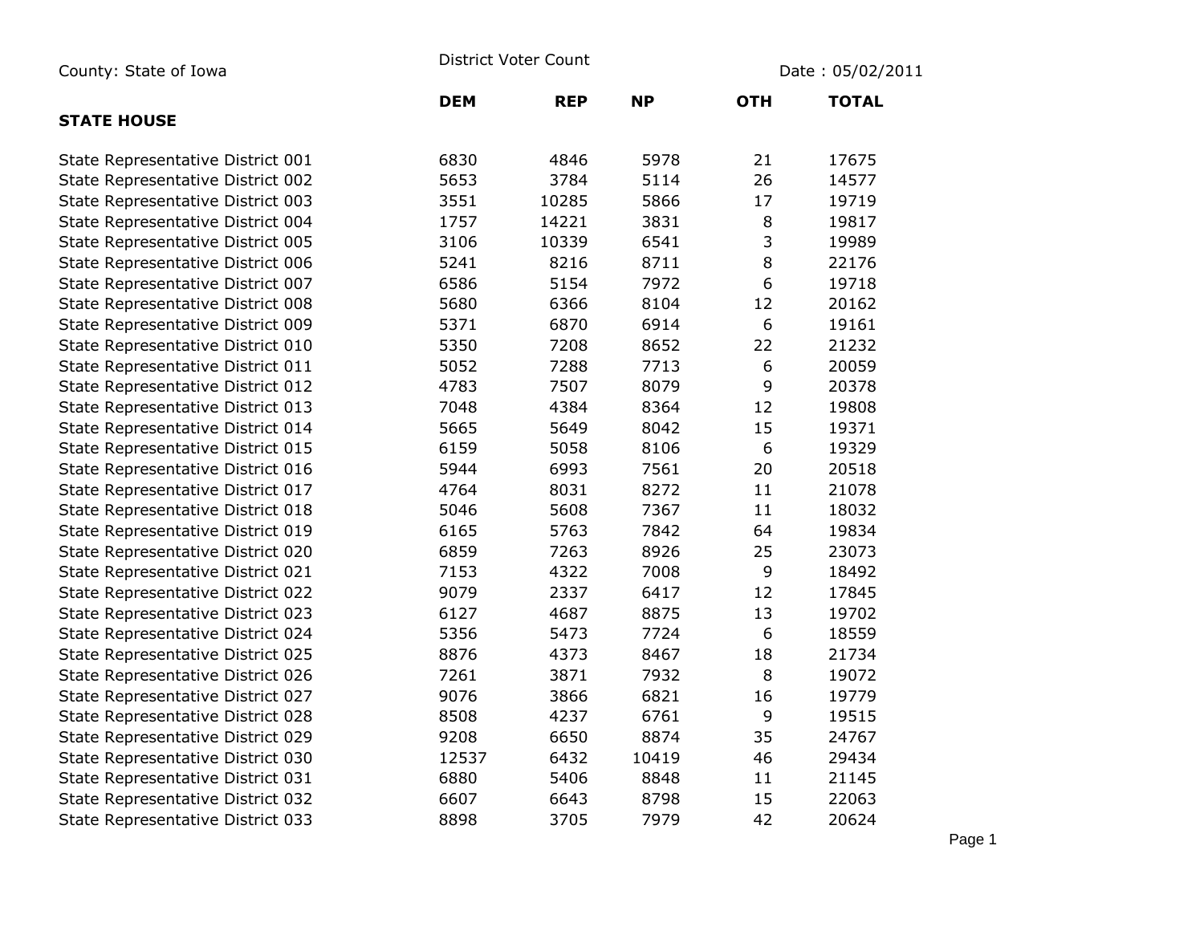County: State of Iowa

District Voter Count

Date : 05/02/2011

## STATE HOUSE

| | DEM | REP | NP | OTH | TOTAL |
|---|---|---|---|---|---|
| State Representative District 001 | 6830 | 4846 | 5978 | 21 | 17675 |
| State Representative District 002 | 5653 | 3784 | 5114 | 26 | 14577 |
| State Representative District 003 | 3551 | 10285 | 5866 | 17 | 19719 |
| State Representative District 004 | 1757 | 14221 | 3831 | 8 | 19817 |
| State Representative District 005 | 3106 | 10339 | 6541 | 3 | 19989 |
| State Representative District 006 | 5241 | 8216 | 8711 | 8 | 22176 |
| State Representative District 007 | 6586 | 5154 | 7972 | 6 | 19718 |
| State Representative District 008 | 5680 | 6366 | 8104 | 12 | 20162 |
| State Representative District 009 | 5371 | 6870 | 6914 | 6 | 19161 |
| State Representative District 010 | 5350 | 7208 | 8652 | 22 | 21232 |
| State Representative District 011 | 5052 | 7288 | 7713 | 6 | 20059 |
| State Representative District 012 | 4783 | 7507 | 8079 | 9 | 20378 |
| State Representative District 013 | 7048 | 4384 | 8364 | 12 | 19808 |
| State Representative District 014 | 5665 | 5649 | 8042 | 15 | 19371 |
| State Representative District 015 | 6159 | 5058 | 8106 | 6 | 19329 |
| State Representative District 016 | 5944 | 6993 | 7561 | 20 | 20518 |
| State Representative District 017 | 4764 | 8031 | 8272 | 11 | 21078 |
| State Representative District 018 | 5046 | 5608 | 7367 | 11 | 18032 |
| State Representative District 019 | 6165 | 5763 | 7842 | 64 | 19834 |
| State Representative District 020 | 6859 | 7263 | 8926 | 25 | 23073 |
| State Representative District 021 | 7153 | 4322 | 7008 | 9 | 18492 |
| State Representative District 022 | 9079 | 2337 | 6417 | 12 | 17845 |
| State Representative District 023 | 6127 | 4687 | 8875 | 13 | 19702 |
| State Representative District 024 | 5356 | 5473 | 7724 | 6 | 18559 |
| State Representative District 025 | 8876 | 4373 | 8467 | 18 | 21734 |
| State Representative District 026 | 7261 | 3871 | 7932 | 8 | 19072 |
| State Representative District 027 | 9076 | 3866 | 6821 | 16 | 19779 |
| State Representative District 028 | 8508 | 4237 | 6761 | 9 | 19515 |
| State Representative District 029 | 9208 | 6650 | 8874 | 35 | 24767 |
| State Representative District 030 | 12537 | 6432 | 10419 | 46 | 29434 |
| State Representative District 031 | 6880 | 5406 | 8848 | 11 | 21145 |
| State Representative District 032 | 6607 | 6643 | 8798 | 15 | 22063 |
| State Representative District 033 | 8898 | 3705 | 7979 | 42 | 20624 |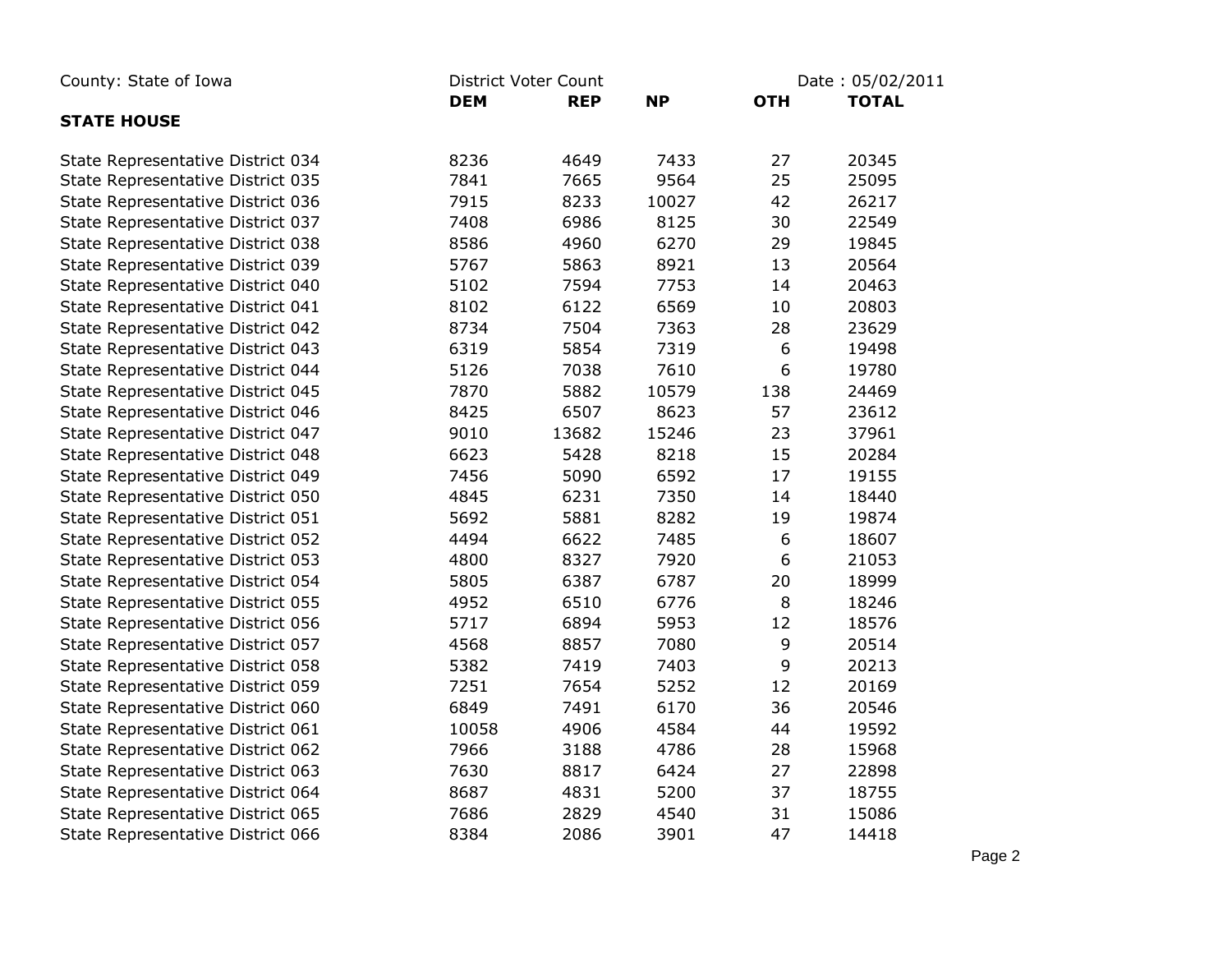County: State of Iowa — District Voter Count — Date : 05/02/2011

**STATE HOUSE**

| | DEM | REP | NP | OTH | TOTAL |
|---|---|---|---|---|---|
| State Representative District 034 | 8236 | 4649 | 7433 | 27 | 20345 |
| State Representative District 035 | 7841 | 7665 | 9564 | 25 | 25095 |
| State Representative District 036 | 7915 | 8233 | 10027 | 42 | 26217 |
| State Representative District 037 | 7408 | 6986 | 8125 | 30 | 22549 |
| State Representative District 038 | 8586 | 4960 | 6270 | 29 | 19845 |
| State Representative District 039 | 5767 | 5863 | 8921 | 13 | 20564 |
| State Representative District 040 | 5102 | 7594 | 7753 | 14 | 20463 |
| State Representative District 041 | 8102 | 6122 | 6569 | 10 | 20803 |
| State Representative District 042 | 8734 | 7504 | 7363 | 28 | 23629 |
| State Representative District 043 | 6319 | 5854 | 7319 | 6 | 19498 |
| State Representative District 044 | 5126 | 7038 | 7610 | 6 | 19780 |
| State Representative District 045 | 7870 | 5882 | 10579 | 138 | 24469 |
| State Representative District 046 | 8425 | 6507 | 8623 | 57 | 23612 |
| State Representative District 047 | 9010 | 13682 | 15246 | 23 | 37961 |
| State Representative District 048 | 6623 | 5428 | 8218 | 15 | 20284 |
| State Representative District 049 | 7456 | 5090 | 6592 | 17 | 19155 |
| State Representative District 050 | 4845 | 6231 | 7350 | 14 | 18440 |
| State Representative District 051 | 5692 | 5881 | 8282 | 19 | 19874 |
| State Representative District 052 | 4494 | 6622 | 7485 | 6 | 18607 |
| State Representative District 053 | 4800 | 8327 | 7920 | 6 | 21053 |
| State Representative District 054 | 5805 | 6387 | 6787 | 20 | 18999 |
| State Representative District 055 | 4952 | 6510 | 6776 | 8 | 18246 |
| State Representative District 056 | 5717 | 6894 | 5953 | 12 | 18576 |
| State Representative District 057 | 4568 | 8857 | 7080 | 9 | 20514 |
| State Representative District 058 | 5382 | 7419 | 7403 | 9 | 20213 |
| State Representative District 059 | 7251 | 7654 | 5252 | 12 | 20169 |
| State Representative District 060 | 6849 | 7491 | 6170 | 36 | 20546 |
| State Representative District 061 | 10058 | 4906 | 4584 | 44 | 19592 |
| State Representative District 062 | 7966 | 3188 | 4786 | 28 | 15968 |
| State Representative District 063 | 7630 | 8817 | 6424 | 27 | 22898 |
| State Representative District 064 | 8687 | 4831 | 5200 | 37 | 18755 |
| State Representative District 065 | 7686 | 2829 | 4540 | 31 | 15086 |
| State Representative District 066 | 8384 | 2086 | 3901 | 47 | 14418 |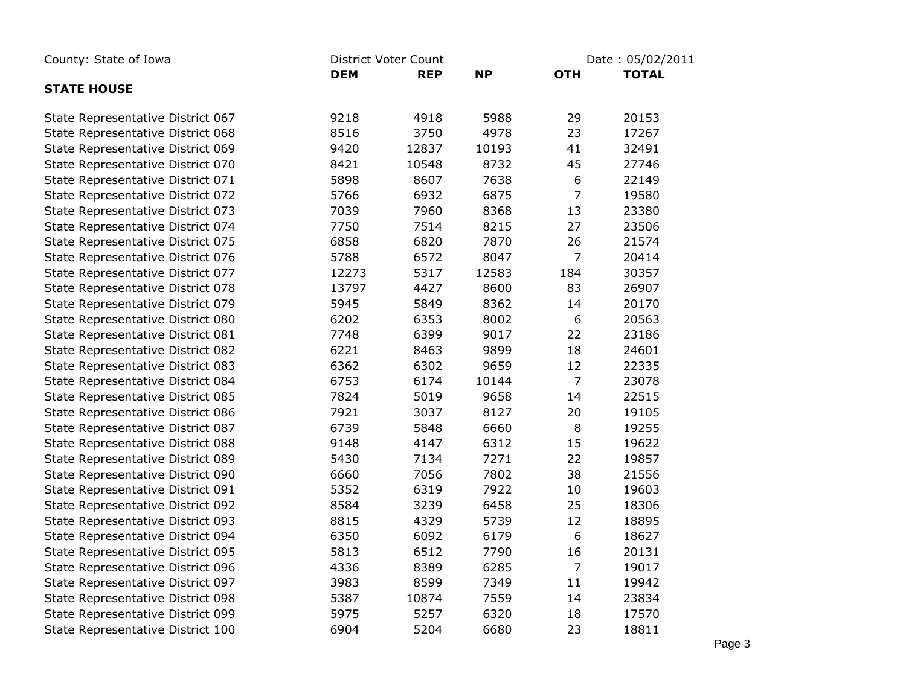County: State of Iowa | District Voter Count | Date : 05/02/2011

| STATE HOUSE | DEM | REP | NP | OTH | TOTAL |
|---|---|---|---|---|---|
| State Representative District 067 | 9218 | 4918 | 5988 | 29 | 20153 |
| State Representative District 068 | 8516 | 3750 | 4978 | 23 | 17267 |
| State Representative District 069 | 9420 | 12837 | 10193 | 41 | 32491 |
| State Representative District 070 | 8421 | 10548 | 8732 | 45 | 27746 |
| State Representative District 071 | 5898 | 8607 | 7638 | 6 | 22149 |
| State Representative District 072 | 5766 | 6932 | 6875 | 7 | 19580 |
| State Representative District 073 | 7039 | 7960 | 8368 | 13 | 23380 |
| State Representative District 074 | 7750 | 7514 | 8215 | 27 | 23506 |
| State Representative District 075 | 6858 | 6820 | 7870 | 26 | 21574 |
| State Representative District 076 | 5788 | 6572 | 8047 | 7 | 20414 |
| State Representative District 077 | 12273 | 5317 | 12583 | 184 | 30357 |
| State Representative District 078 | 13797 | 4427 | 8600 | 83 | 26907 |
| State Representative District 079 | 5945 | 5849 | 8362 | 14 | 20170 |
| State Representative District 080 | 6202 | 6353 | 8002 | 6 | 20563 |
| State Representative District 081 | 7748 | 6399 | 9017 | 22 | 23186 |
| State Representative District 082 | 6221 | 8463 | 9899 | 18 | 24601 |
| State Representative District 083 | 6362 | 6302 | 9659 | 12 | 22335 |
| State Representative District 084 | 6753 | 6174 | 10144 | 7 | 23078 |
| State Representative District 085 | 7824 | 5019 | 9658 | 14 | 22515 |
| State Representative District 086 | 7921 | 3037 | 8127 | 20 | 19105 |
| State Representative District 087 | 6739 | 5848 | 6660 | 8 | 19255 |
| State Representative District 088 | 9148 | 4147 | 6312 | 15 | 19622 |
| State Representative District 089 | 5430 | 7134 | 7271 | 22 | 19857 |
| State Representative District 090 | 6660 | 7056 | 7802 | 38 | 21556 |
| State Representative District 091 | 5352 | 6319 | 7922 | 10 | 19603 |
| State Representative District 092 | 8584 | 3239 | 6458 | 25 | 18306 |
| State Representative District 093 | 8815 | 4329 | 5739 | 12 | 18895 |
| State Representative District 094 | 6350 | 6092 | 6179 | 6 | 18627 |
| State Representative District 095 | 5813 | 6512 | 7790 | 16 | 20131 |
| State Representative District 096 | 4336 | 8389 | 6285 | 7 | 19017 |
| State Representative District 097 | 3983 | 8599 | 7349 | 11 | 19942 |
| State Representative District 098 | 5387 | 10874 | 7559 | 14 | 23834 |
| State Representative District 099 | 5975 | 5257 | 6320 | 18 | 17570 |
| State Representative District 100 | 6904 | 5204 | 6680 | 23 | 18811 |